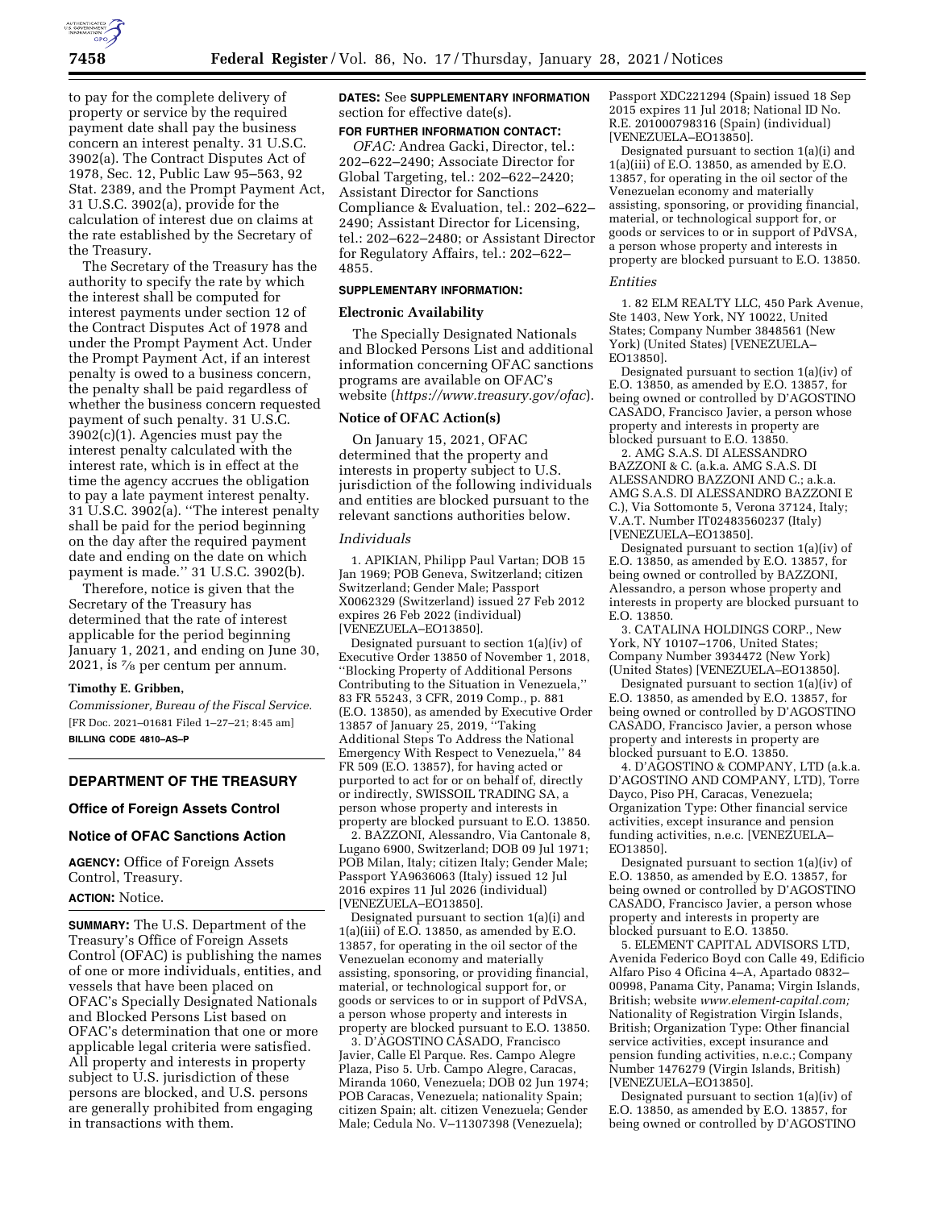to pay for the complete delivery of property or service by the required payment date shall pay the business concern an interest penalty. 31 U.S.C. 3902(a). The Contract Disputes Act of 1978, Sec. 12, Public Law 95–563, 92 Stat. 2389, and the Prompt Payment Act, 31 U.S.C. 3902(a), provide for the calculation of interest due on claims at the rate established by the Secretary of the Treasury.

The Secretary of the Treasury has the authority to specify the rate by which the interest shall be computed for interest payments under section 12 of the Contract Disputes Act of 1978 and under the Prompt Payment Act. Under the Prompt Payment Act, if an interest penalty is owed to a business concern, the penalty shall be paid regardless of whether the business concern requested payment of such penalty. 31 U.S.C. 3902(c)(1). Agencies must pay the interest penalty calculated with the interest rate, which is in effect at the time the agency accrues the obligation to pay a late payment interest penalty. 31 U.S.C. 3902(a). ''The interest penalty shall be paid for the period beginning on the day after the required payment date and ending on the date on which payment is made.'' 31 U.S.C. 3902(b).

Therefore, notice is given that the Secretary of the Treasury has determined that the rate of interest applicable for the period beginning January 1, 2021, and ending on June 30, 2021, is ⅞ per centum per annum.

**Timothy E. Gribben,**

*Commissioner, Bureau of the Fiscal Service.*

[FR Doc. 2021–01681 Filed 1–27–21; 8:45 am]

**BILLING CODE 4810–AS–P**

## DEPARTMENT OF THE TREASURY

### Office of Foreign Assets Control

### Notice of OFAC Sanctions Action

**AGENCY:** Office of Foreign Assets Control, Treasury.

**ACTION:** Notice.

**SUMMARY:** The U.S. Department of the Treasury's Office of Foreign Assets Control (OFAC) is publishing the names of one or more individuals, entities, and vessels that have been placed on OFAC's Specially Designated Nationals and Blocked Persons List based on OFAC's determination that one or more applicable legal criteria were satisfied. All property and interests in property subject to U.S. jurisdiction of these persons are blocked, and U.S. persons are generally prohibited from engaging in transactions with them.

**DATES:** See **SUPPLEMENTARY INFORMATION** section for effective date(s).

**FOR FURTHER INFORMATION CONTACT:**

*OFAC:* Andrea Gacki, Director, tel.: 202–622–2490; Associate Director for Global Targeting, tel.: 202–622–2420; Assistant Director for Sanctions Compliance & Evaluation, tel.: 202–622–2490; Assistant Director for Licensing, tel.: 202–622–2480; or Assistant Director for Regulatory Affairs, tel.: 202–622–4855.

**SUPPLEMENTARY INFORMATION:**

**Electronic Availability**

The Specially Designated Nationals and Blocked Persons List and additional information concerning OFAC sanctions programs are available on OFAC's website (*https://www.treasury.gov/ofac*).

**Notice of OFAC Action(s)**

On January 15, 2021, OFAC determined that the property and interests in property subject to U.S. jurisdiction of the following individuals and entities are blocked pursuant to the relevant sanctions authorities below.

*Individuals*

1. APIKIAN, Philipp Paul Vartan; DOB 15 Jan 1969; POB Geneva, Switzerland; citizen Switzerland; Gender Male; Passport X0062329 (Switzerland) issued 27 Feb 2012 expires 26 Feb 2022 (individual) [VENEZUELA–EO13850].

Designated pursuant to section 1(a)(iv) of Executive Order 13850 of November 1, 2018, ''Blocking Property of Additional Persons Contributing to the Situation in Venezuela,'' 83 FR 55243, 3 CFR, 2019 Comp., p. 881 (E.O. 13850), as amended by Executive Order 13857 of January 25, 2019, ''Taking Additional Steps To Address the National Emergency With Respect to Venezuela,'' 84 FR 509 (E.O. 13857), for having acted or purported to act for or on behalf of, directly or indirectly, SWISSOIL TRADING SA, a person whose property and interests in property are blocked pursuant to E.O. 13850.

2. BAZZONI, Alessandro, Via Cantonale 8, Lugano 6900, Switzerland; DOB 09 Jul 1971; POB Milan, Italy; citizen Italy; Gender Male; Passport YA9636063 (Italy) issued 12 Jul 2016 expires 11 Jul 2026 (individual) [VENEZUELA–EO13850].

Designated pursuant to section 1(a)(i) and 1(a)(iii) of E.O. 13850, as amended by E.O. 13857, for operating in the oil sector of the Venezuelan economy and materially assisting, sponsoring, or providing financial, material, or technological support for, or goods or services to or in support of PdVSA, a person whose property and interests in property are blocked pursuant to E.O. 13850.

3. D'AGOSTINO CASADO, Francisco Javier, Calle El Parque. Res. Campo Alegre Plaza, Piso 5. Urb. Campo Alegre, Caracas, Miranda 1060, Venezuela; DOB 02 Jun 1974; POB Caracas, Venezuela; nationality Spain; citizen Spain; alt. citizen Venezuela; Gender Male; Cedula No. V–11307398 (Venezuela); Passport XDC221294 (Spain) issued 18 Sep 2015 expires 11 Jul 2018; National ID No. R.E. 201000798316 (Spain) (individual) [VENEZUELA–EO13850].

Designated pursuant to section 1(a)(i) and 1(a)(iii) of E.O. 13850, as amended by E.O. 13857, for operating in the oil sector of the Venezuelan economy and materially assisting, sponsoring, or providing financial, material, or technological support for, or goods or services to or in support of PdVSA, a person whose property and interests in property are blocked pursuant to E.O. 13850.

*Entities*

1. 82 ELM REALTY LLC, 450 Park Avenue, Ste 1403, New York, NY 10022, United States; Company Number 3848561 (New York) (United States) [VENEZUELA–EO13850].

Designated pursuant to section 1(a)(iv) of E.O. 13850, as amended by E.O. 13857, for being owned or controlled by D'AGOSTINO CASADO, Francisco Javier, a person whose property and interests in property are blocked pursuant to E.O. 13850.

2. AMG S.A.S. DI ALESSANDRO BAZZONI & C. (a.k.a. AMG S.A.S. DI ALESSANDRO BAZZONI AND C.; a.k.a. AMG S.A.S. DI ALESSANDRO BAZZONI E C.), Via Sottomonte 5, Verona 37124, Italy; V.A.T. Number IT02483560237 (Italy) [VENEZUELA–EO13850].

Designated pursuant to section 1(a)(iv) of E.O. 13850, as amended by E.O. 13857, for being owned or controlled by BAZZONI, Alessandro, a person whose property and interests in property are blocked pursuant to E.O. 13850.

3. CATALINA HOLDINGS CORP., New York, NY 10107–1706, United States; Company Number 3934472 (New York) (United States) [VENEZUELA–EO13850].

Designated pursuant to section 1(a)(iv) of E.O. 13850, as amended by E.O. 13857, for being owned or controlled by D'AGOSTINO CASADO, Francisco Javier, a person whose property and interests in property are blocked pursuant to E.O. 13850.

4. D'AGOSTINO & COMPANY, LTD (a.k.a. D'AGOSTINO AND COMPANY, LTD), Torre Dayco, Piso PH, Caracas, Venezuela; Organization Type: Other financial service activities, except insurance and pension funding activities, n.e.c. [VENEZUELA–EO13850].

Designated pursuant to section 1(a)(iv) of E.O. 13850, as amended by E.O. 13857, for being owned or controlled by D'AGOSTINO CASADO, Francisco Javier, a person whose property and interests in property are blocked pursuant to E.O. 13850.

5. ELEMENT CAPITAL ADVISORS LTD, Avenida Federico Boyd con Calle 49, Edificio Alfaro Piso 4 Oficina 4–A, Apartado 0832–00998, Panama City, Panama; Virgin Islands, British; website *www.element-capital.com;* Nationality of Registration Virgin Islands, British; Organization Type: Other financial service activities, except insurance and pension funding activities, n.e.c.; Company Number 1476279 (Virgin Islands, British) [VENEZUELA–EO13850].

Designated pursuant to section 1(a)(iv) of E.O. 13850, as amended by E.O. 13857, for being owned or controlled by D'AGOSTINO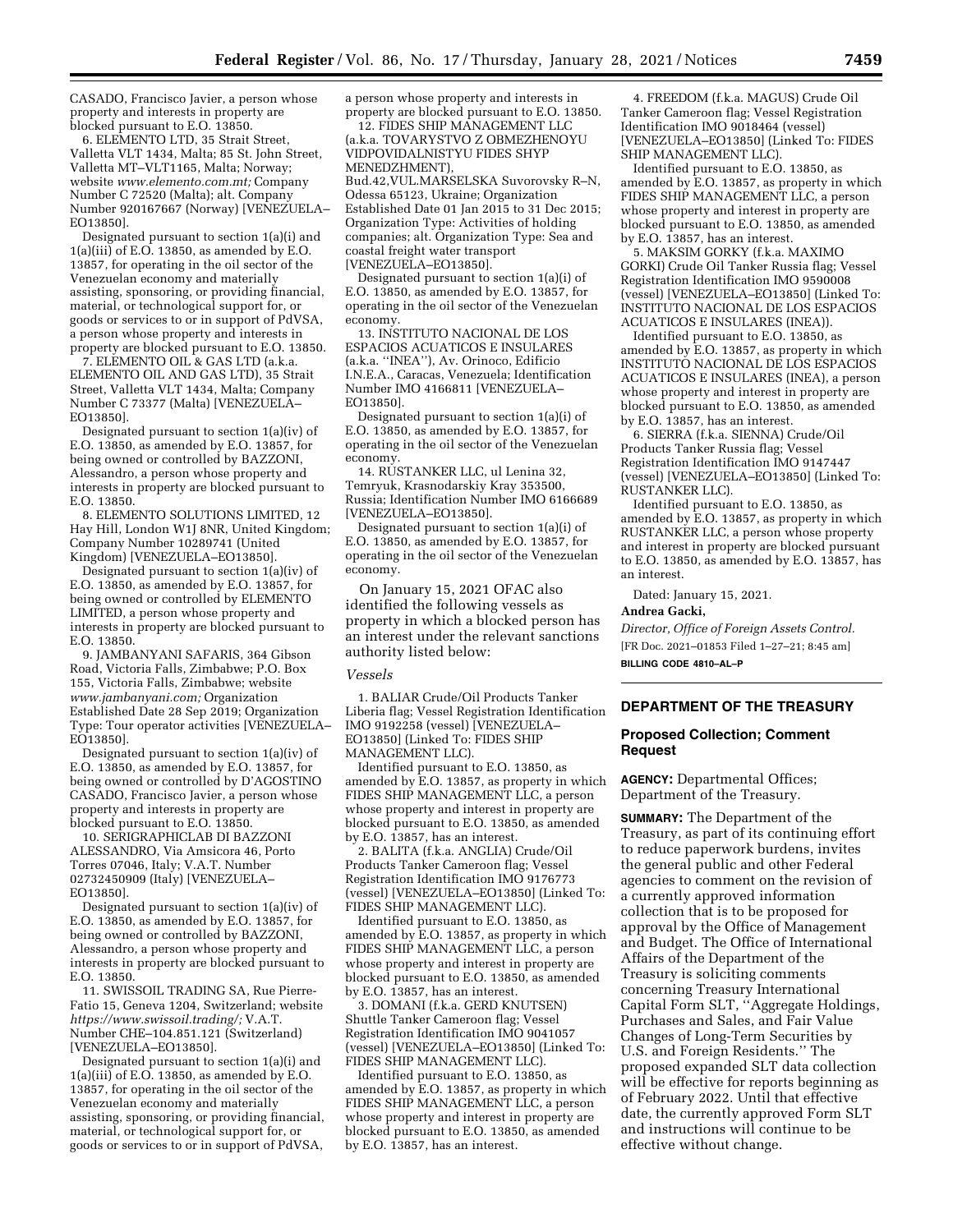CASADO, Francisco Javier, a person whose property and interests in property are blocked pursuant to E.O. 13850.

6. ELEMENTO LTD, 35 Strait Street, Valletta VLT 1434, Malta; 85 St. John Street, Valletta MT–VLT1165, Malta; Norway; website *www.elemento.com.mt;* Company Number C 72520 (Malta); alt. Company Number 920167667 (Norway) [VENEZUELA–EO13850].

Designated pursuant to section 1(a)(i) and 1(a)(iii) of E.O. 13850, as amended by E.O. 13857, for operating in the oil sector of the Venezuelan economy and materially assisting, sponsoring, or providing financial, material, or technological support for, or goods or services to or in support of PdVSA, a person whose property and interests in property are blocked pursuant to E.O. 13850.

7. ELEMENTO OIL & GAS LTD (a.k.a. ELEMENTO OIL AND GAS LTD), 35 Strait Street, Valletta VLT 1434, Malta; Company Number C 73377 (Malta) [VENEZUELA–EO13850].

Designated pursuant to section 1(a)(iv) of E.O. 13850, as amended by E.O. 13857, for being owned or controlled by BAZZONI, Alessandro, a person whose property and interests in property are blocked pursuant to E.O. 13850.

8. ELEMENTO SOLUTIONS LIMITED, 12 Hay Hill, London W1J 8NR, United Kingdom; Company Number 10289741 (United Kingdom) [VENEZUELA–EO13850].

Designated pursuant to section 1(a)(iv) of E.O. 13850, as amended by E.O. 13857, for being owned or controlled by ELEMENTO LIMITED, a person whose property and interests in property are blocked pursuant to E.O. 13850.

9. JAMBANYANI SAFARIS, 364 Gibson Road, Victoria Falls, Zimbabwe; P.O. Box 155, Victoria Falls, Zimbabwe; website *www.jambanyani.com;* Organization Established Date 28 Sep 2019; Organization Type: Tour operator activities [VENEZUELA–EO13850].

Designated pursuant to section 1(a)(iv) of E.O. 13850, as amended by E.O. 13857, for being owned or controlled by D'AGOSTINO CASADO, Francisco Javier, a person whose property and interests in property are blocked pursuant to E.O. 13850.

10. SERIGRAPHICLAB DI BAZZONI ALESSANDRO, Via Amsicora 46, Porto Torres 07046, Italy; V.A.T. Number 02732450909 (Italy) [VENEZUELA–EO13850].

Designated pursuant to section 1(a)(iv) of E.O. 13850, as amended by E.O. 13857, for being owned or controlled by BAZZONI, Alessandro, a person whose property and interests in property are blocked pursuant to E.O. 13850.

11. SWISSOIL TRADING SA, Rue Pierre-Fatio 15, Geneva 1204, Switzerland; website *https://www.swissoil.trading/;* V.A.T. Number CHE–104.851.121 (Switzerland) [VENEZUELA–EO13850].

Designated pursuant to section 1(a)(i) and 1(a)(iii) of E.O. 13850, as amended by E.O. 13857, for operating in the oil sector of the Venezuelan economy and materially assisting, sponsoring, or providing financial, material, or technological support for, or goods or services to or in support of PdVSA, a person whose property and interests in property are blocked pursuant to E.O. 13850.

12. FIDES SHIP MANAGEMENT LLC (a.k.a. TOVARYSTVO Z OBMEZHENOYU VIDPOVIDALNISTYU FIDES SHYP MENEDZHMENT), Bud.42,VUL.MARSELSKA Suvorovsky R–N, Odessa 65123, Ukraine; Organization Established Date 01 Jan 2015 to 31 Dec 2015; Organization Type: Activities of holding companies; alt. Organization Type: Sea and coastal freight water transport [VENEZUELA–EO13850].

Designated pursuant to section 1(a)(i) of E.O. 13850, as amended by E.O. 13857, for operating in the oil sector of the Venezuelan economy.

13. INSTITUTO NACIONAL DE LOS ESPACIOS ACUATICOS E INSULARES (a.k.a. ''INEA''), Av. Orinoco, Edificio I.N.E.A., Caracas, Venezuela; Identification Number IMO 4166811 [VENEZUELA–EO13850].

Designated pursuant to section 1(a)(i) of E.O. 13850, as amended by E.O. 13857, for operating in the oil sector of the Venezuelan economy.

14. RUSTANKER LLC, ul Lenina 32, Temryuk, Krasnodarskiy Kray 353500, Russia; Identification Number IMO 6166689 [VENEZUELA–EO13850].

Designated pursuant to section 1(a)(i) of E.O. 13850, as amended by E.O. 13857, for operating in the oil sector of the Venezuelan economy.

On January 15, 2021 OFAC also identified the following vessels as property in which a blocked person has an interest under the relevant sanctions authority listed below:

*Vessels*

1. BALIAR Crude/Oil Products Tanker Liberia flag; Vessel Registration Identification IMO 9192258 (vessel) [VENEZUELA–EO13850] (Linked To: FIDES SHIP MANAGEMENT LLC).

Identified pursuant to E.O. 13850, as amended by E.O. 13857, as property in which FIDES SHIP MANAGEMENT LLC, a person whose property and interest in property are blocked pursuant to E.O. 13850, as amended by E.O. 13857, has an interest.

2. BALITA (f.k.a. ANGLIA) Crude/Oil Products Tanker Cameroon flag; Vessel Registration Identification IMO 9176773 (vessel) [VENEZUELA–EO13850] (Linked To: FIDES SHIP MANAGEMENT LLC).

Identified pursuant to E.O. 13850, as amended by E.O. 13857, as property in which FIDES SHIP MANAGEMENT LLC, a person whose property and interest in property are blocked pursuant to E.O. 13850, as amended by E.O. 13857, has an interest.

3. DOMANI (f.k.a. GERD KNUTSEN) Shuttle Tanker Cameroon flag; Vessel Registration Identification IMO 9041057 (vessel) [VENEZUELA–EO13850] (Linked To: FIDES SHIP MANAGEMENT LLC).

Identified pursuant to E.O. 13850, as amended by E.O. 13857, as property in which FIDES SHIP MANAGEMENT LLC, a person whose property and interest in property are blocked pursuant to E.O. 13850, as amended by E.O. 13857, has an interest.

4. FREEDOM (f.k.a. MAGUS) Crude Oil Tanker Cameroon flag; Vessel Registration Identification IMO 9018464 (vessel) [VENEZUELA–EO13850] (Linked To: FIDES SHIP MANAGEMENT LLC).

Identified pursuant to E.O. 13850, as amended by E.O. 13857, as property in which FIDES SHIP MANAGEMENT LLC, a person whose property and interest in property are blocked pursuant to E.O. 13850, as amended by E.O. 13857, has an interest.

5. MAKSIM GORKY (f.k.a. MAXIMO GORKI) Crude Oil Tanker Russia flag; Vessel Registration Identification IMO 9590008 (vessel) [VENEZUELA–EO13850] (Linked To: INSTITUTO NACIONAL DE LOS ESPACIOS ACUATICOS E INSULARES (INEA)).

Identified pursuant to E.O. 13850, as amended by E.O. 13857, as property in which INSTITUTO NACIONAL DE LOS ESPACIOS ACUATICOS E INSULARES (INEA), a person whose property and interest in property are blocked pursuant to E.O. 13850, as amended by E.O. 13857, has an interest.

6. SIERRA (f.k.a. SIENNA) Crude/Oil Products Tanker Russia flag; Vessel Registration Identification IMO 9147447 (vessel) [VENEZUELA–EO13850] (Linked To: RUSTANKER LLC).

Identified pursuant to E.O. 13850, as amended by E.O. 13857, as property in which RUSTANKER LLC, a person whose property and interest in property are blocked pursuant to E.O. 13850, as amended by E.O. 13857, has an interest.

Dated: January 15, 2021.

**Andrea Gacki,**

*Director, Office of Foreign Assets Control.*

[FR Doc. 2021–01853 Filed 1–27–21; 8:45 am]

**BILLING CODE 4810–AL–P**

## DEPARTMENT OF THE TREASURY

### Proposed Collection; Comment Request

**AGENCY:** Departmental Offices; Department of the Treasury.

**SUMMARY:** The Department of the Treasury, as part of its continuing effort to reduce paperwork burdens, invites the general public and other Federal agencies to comment on the revision of a currently approved information collection that is to be proposed for approval by the Office of Management and Budget. The Office of International Affairs of the Department of the Treasury is soliciting comments concerning Treasury International Capital Form SLT, ''Aggregate Holdings, Purchases and Sales, and Fair Value Changes of Long-Term Securities by U.S. and Foreign Residents.'' The proposed expanded SLT data collection will be effective for reports beginning as of February 2022. Until that effective date, the currently approved Form SLT and instructions will continue to be effective without change.